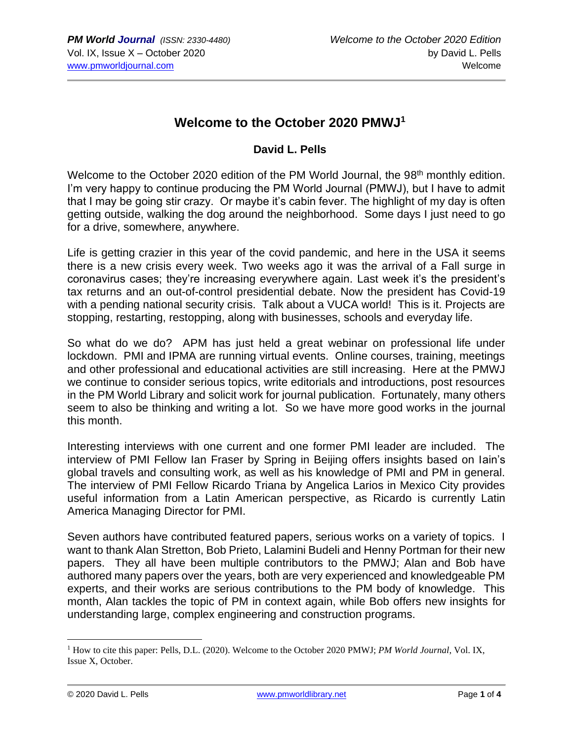# Welcome to the October 2020 PMWJ[1]

**David L. Pells**

Welcome to the October 2020 edition of the PM World Journal, the 98th monthly edition. I'm very happy to continue producing the PM World Journal (PMWJ), but I have to admit that I may be going stir crazy. Or maybe it's cabin fever. The highlight of my day is often getting outside, walking the dog around the neighborhood. Some days I just need to go for a drive, somewhere, anywhere.

Life is getting crazier in this year of the covid pandemic, and here in the USA it seems there is a new crisis every week. Two weeks ago it was the arrival of a Fall surge in coronavirus cases; they're increasing everywhere again. Last week it's the president's tax returns and an out-of-control presidential debate. Now the president has Covid-19 with a pending national security crisis. Talk about a VUCA world! This is it. Projects are stopping, restarting, restopping, along with businesses, schools and everyday life.

So what do we do? APM has just held a great webinar on professional life under lockdown. PMI and IPMA are running virtual events. Online courses, training, meetings and other professional and educational activities are still increasing. Here at the PMWJ we continue to consider serious topics, write editorials and introductions, post resources in the PM World Library and solicit work for journal publication. Fortunately, many others seem to also be thinking and writing a lot. So we have more good works in the journal this month.

Interesting interviews with one current and one former PMI leader are included. The interview of PMI Fellow Ian Fraser by Spring in Beijing offers insights based on Iain's global travels and consulting work, as well as his knowledge of PMI and PM in general. The interview of PMI Fellow Ricardo Triana by Angelica Larios in Mexico City provides useful information from a Latin American perspective, as Ricardo is currently Latin America Managing Director for PMI.

Seven authors have contributed featured papers, serious works on a variety of topics. I want to thank Alan Stretton, Bob Prieto, Lalamini Budeli and Henny Portman for their new papers. They all have been multiple contributors to the PMWJ; Alan and Bob have authored many papers over the years, both are very experienced and knowledgeable PM experts, and their works are serious contributions to the PM body of knowledge. This month, Alan tackles the topic of PM in context again, while Bob offers new insights for understanding large, complex engineering and construction programs.

---

[1] How to cite this paper: Pells, D.L. (2020). Welcome to the October 2020 PMWJ; *PM World Journal,* Vol. IX, Issue X, October.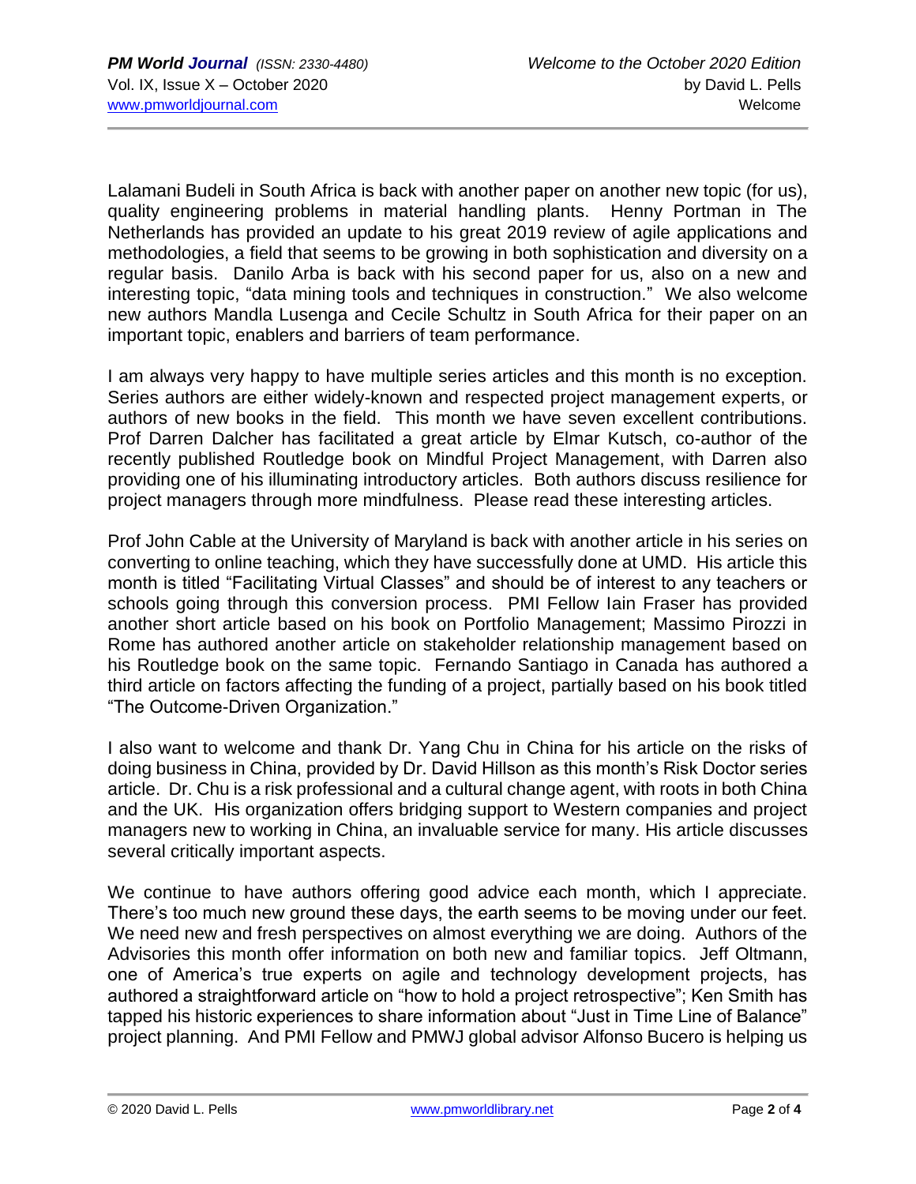Lalamani Budeli in South Africa is back with another paper on another new topic (for us), quality engineering problems in material handling plants. Henny Portman in The Netherlands has provided an update to his great 2019 review of agile applications and methodologies, a field that seems to be growing in both sophistication and diversity on a regular basis. Danilo Arba is back with his second paper for us, also on a new and interesting topic, "data mining tools and techniques in construction." We also welcome new authors Mandla Lusenga and Cecile Schultz in South Africa for their paper on an important topic, enablers and barriers of team performance.

I am always very happy to have multiple series articles and this month is no exception. Series authors are either widely-known and respected project management experts, or authors of new books in the field. This month we have seven excellent contributions. Prof Darren Dalcher has facilitated a great article by Elmar Kutsch, co-author of the recently published Routledge book on Mindful Project Management, with Darren also providing one of his illuminating introductory articles. Both authors discuss resilience for project managers through more mindfulness. Please read these interesting articles.

Prof John Cable at the University of Maryland is back with another article in his series on converting to online teaching, which they have successfully done at UMD. His article this month is titled "Facilitating Virtual Classes" and should be of interest to any teachers or schools going through this conversion process. PMI Fellow Iain Fraser has provided another short article based on his book on Portfolio Management; Massimo Pirozzi in Rome has authored another article on stakeholder relationship management based on his Routledge book on the same topic. Fernando Santiago in Canada has authored a third article on factors affecting the funding of a project, partially based on his book titled "The Outcome-Driven Organization."

I also want to welcome and thank Dr. Yang Chu in China for his article on the risks of doing business in China, provided by Dr. David Hillson as this month's Risk Doctor series article. Dr. Chu is a risk professional and a cultural change agent, with roots in both China and the UK. His organization offers bridging support to Western companies and project managers new to working in China, an invaluable service for many. His article discusses several critically important aspects.

We continue to have authors offering good advice each month, which I appreciate. There's too much new ground these days, the earth seems to be moving under our feet. We need new and fresh perspectives on almost everything we are doing. Authors of the Advisories this month offer information on both new and familiar topics. Jeff Oltmann, one of America's true experts on agile and technology development projects, has authored a straightforward article on "how to hold a project retrospective"; Ken Smith has tapped his historic experiences to share information about "Just in Time Line of Balance" project planning. And PMI Fellow and PMWJ global advisor Alfonso Bucero is helping us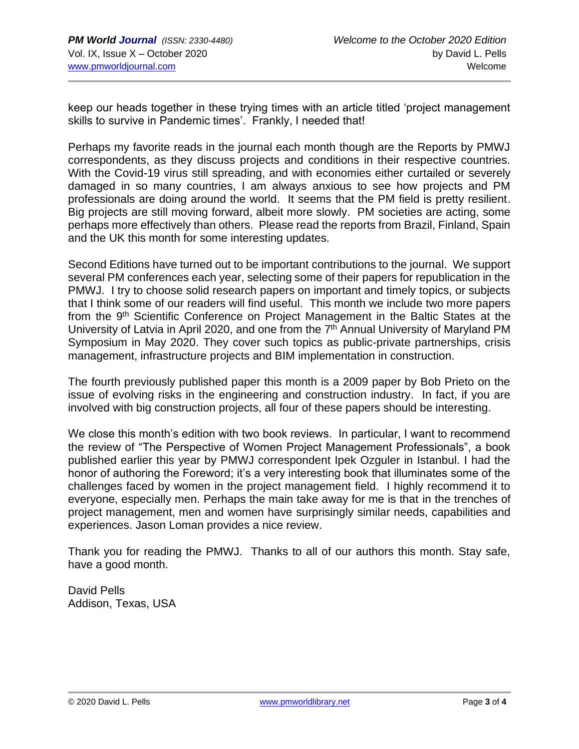keep our heads together in these trying times with an article titled 'project management skills to survive in Pandemic times'. Frankly, I needed that!

Perhaps my favorite reads in the journal each month though are the Reports by PMWJ correspondents, as they discuss projects and conditions in their respective countries. With the Covid-19 virus still spreading, and with economies either curtailed or severely damaged in so many countries, I am always anxious to see how projects and PM professionals are doing around the world. It seems that the PM field is pretty resilient. Big projects are still moving forward, albeit more slowly. PM societies are acting, some perhaps more effectively than others. Please read the reports from Brazil, Finland, Spain and the UK this month for some interesting updates.

Second Editions have turned out to be important contributions to the journal. We support several PM conferences each year, selecting some of their papers for republication in the PMWJ. I try to choose solid research papers on important and timely topics, or subjects that I think some of our readers will find useful. This month we include two more papers from the 9th Scientific Conference on Project Management in the Baltic States at the University of Latvia in April 2020, and one from the 7th Annual University of Maryland PM Symposium in May 2020. They cover such topics as public-private partnerships, crisis management, infrastructure projects and BIM implementation in construction.

The fourth previously published paper this month is a 2009 paper by Bob Prieto on the issue of evolving risks in the engineering and construction industry. In fact, if you are involved with big construction projects, all four of these papers should be interesting.

We close this month's edition with two book reviews. In particular, I want to recommend the review of "The Perspective of Women Project Management Professionals", a book published earlier this year by PMWJ correspondent Ipek Ozguler in Istanbul. I had the honor of authoring the Foreword; it's a very interesting book that illuminates some of the challenges faced by women in the project management field. I highly recommend it to everyone, especially men. Perhaps the main take away for me is that in the trenches of project management, men and women have surprisingly similar needs, capabilities and experiences. Jason Loman provides a nice review.

Thank you for reading the PMWJ. Thanks to all of our authors this month. Stay safe, have a good month.

David Pells
Addison, Texas, USA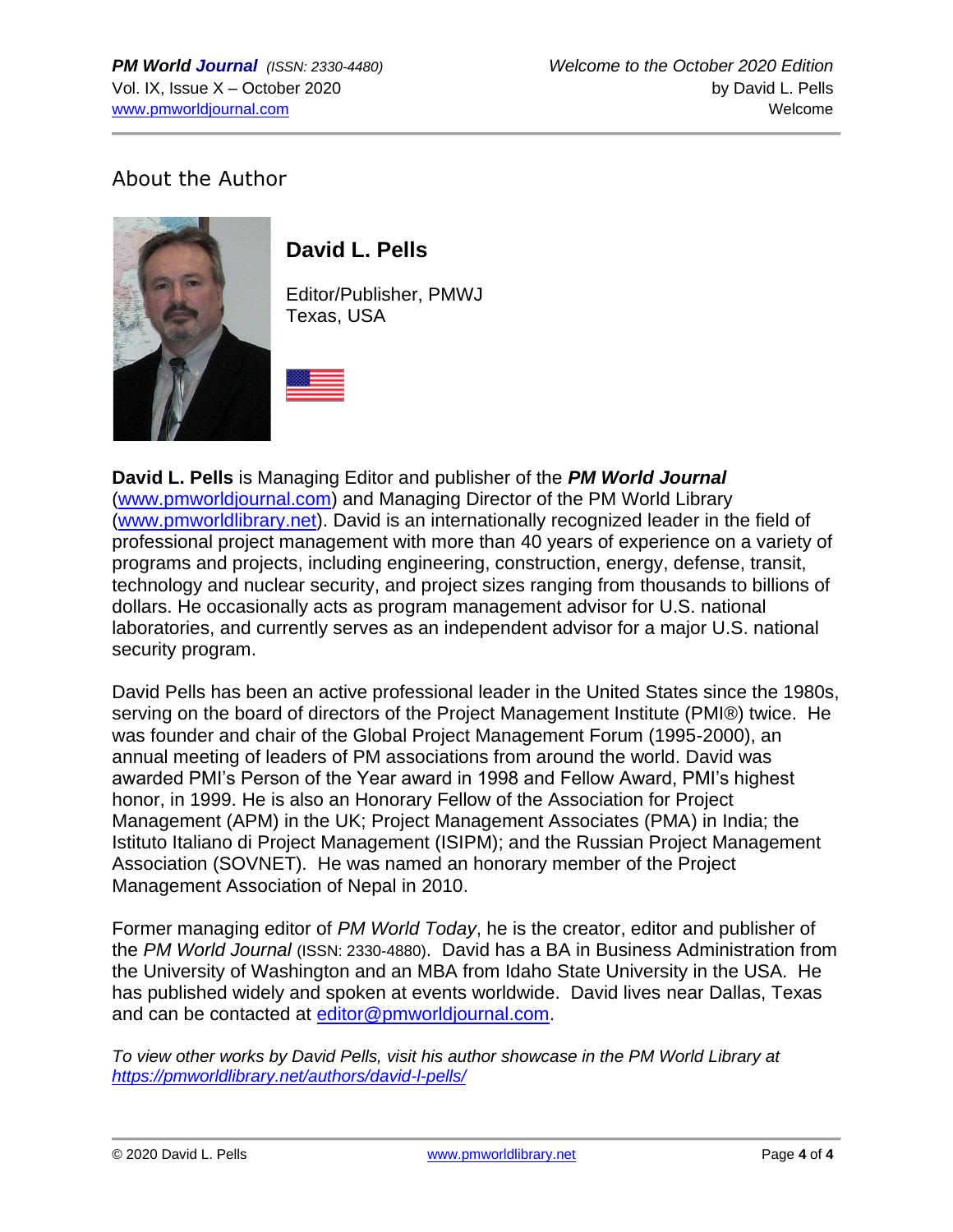## About the Author

### David L. Pells

Editor/Publisher, PMWJ
Texas, USA

**David L. Pells** is Managing Editor and publisher of the ***PM World Journal*** (www.pmworldjournal.com) and Managing Director of the PM World Library (www.pmworldlibrary.net). David is an internationally recognized leader in the field of professional project management with more than 40 years of experience on a variety of programs and projects, including engineering, construction, energy, defense, transit, technology and nuclear security, and project sizes ranging from thousands to billions of dollars. He occasionally acts as program management advisor for U.S. national laboratories, and currently serves as an independent advisor for a major U.S. national security program.

David Pells has been an active professional leader in the United States since the 1980s, serving on the board of directors of the Project Management Institute (PMI®) twice. He was founder and chair of the Global Project Management Forum (1995-2000), an annual meeting of leaders of PM associations from around the world. David was awarded PMI's Person of the Year award in 1998 and Fellow Award, PMI's highest honor, in 1999. He is also an Honorary Fellow of the Association for Project Management (APM) in the UK; Project Management Associates (PMA) in India; the Istituto Italiano di Project Management (ISIPM); and the Russian Project Management Association (SOVNET). He was named an honorary member of the Project Management Association of Nepal in 2010.

Former managing editor of *PM World Today*, he is the creator, editor and publisher of the *PM World Journal* (ISSN: 2330-4880). David has a BA in Business Administration from the University of Washington and an MBA from Idaho State University in the USA. He has published widely and spoken at events worldwide. David lives near Dallas, Texas and can be contacted at editor@pmworldjournal.com.

*To view other works by David Pells, visit his author showcase in the PM World Library at https://pmworldlibrary.net/authors/david-l-pells/*